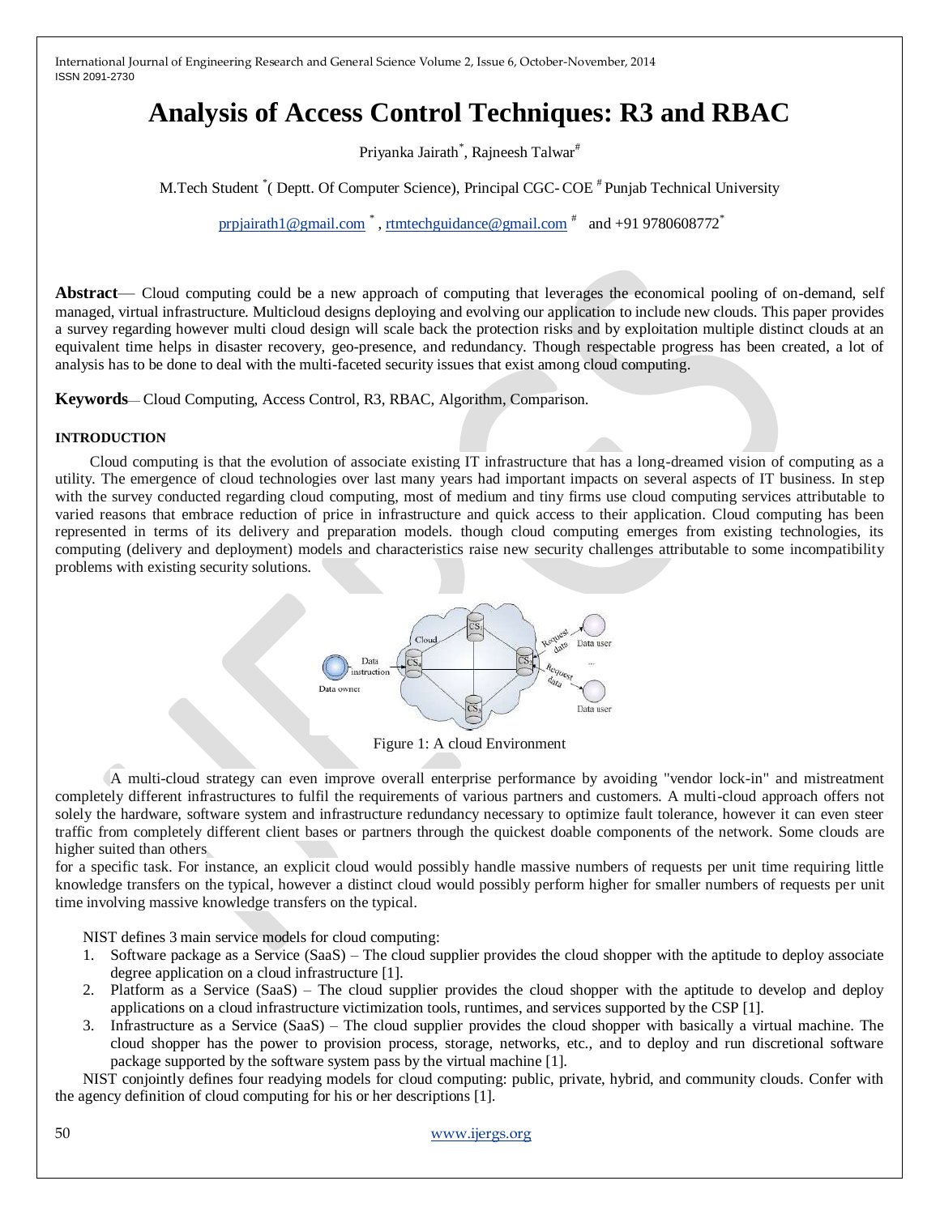# Analysis of Access Control Techniques: R3 and RBAC

Priyanka Jairath[*], Rajneesh Talwar[#]

M.Tech Student [*]( Deptt. Of Computer Science), Principal CGC- COE [#] Punjab Technical University

prpjairath1@gmail.com [*] , rtmtechguidance@gmail.com [#] and +91 9780608772[*]

**Abstract**— Cloud computing could be a new approach of computing that leverages the economical pooling of on-demand, self managed, virtual infrastructure. Multicloud designs deploying and evolving our application to include new clouds. This paper provides a survey regarding however multi cloud design will scale back the protection risks and by exploitation multiple distinct clouds at an equivalent time helps in disaster recovery, geo-presence, and redundancy. Though respectable progress has been created, a lot of analysis has to be done to deal with the multi-faceted security issues that exist among cloud computing.

**Keywords**— Cloud Computing, Access Control, R3, RBAC, Algorithm, Comparison.

#### INTRODUCTION

Cloud computing is that the evolution of associate existing IT infrastructure that has a long-dreamed vision of computing as a utility. The emergence of cloud technologies over last many years had important impacts on several aspects of IT business. In step with the survey conducted regarding cloud computing, most of medium and tiny firms use cloud computing services attributable to varied reasons that embrace reduction of price in infrastructure and quick access to their application. Cloud computing has been represented in terms of its delivery and preparation models. though cloud computing emerges from existing technologies, its computing (delivery and deployment) models and characteristics raise new security challenges attributable to some incompatibility problems with existing security solutions.

Figure 1: A cloud Environment

A multi-cloud strategy can even improve overall enterprise performance by avoiding "vendor lock-in" and mistreatment completely different infrastructures to fulfil the requirements of various partners and customers. A multi-cloud approach offers not solely the hardware, software system and infrastructure redundancy necessary to optimize fault tolerance, however it can even steer traffic from completely different client bases or partners through the quickest doable components of the network. Some clouds are higher suited than others for a specific task. For instance, an explicit cloud would possibly handle massive numbers of requests per unit time requiring little knowledge transfers on the typical, however a distinct cloud would possibly perform higher for smaller numbers of requests per unit time involving massive knowledge transfers on the typical.

NIST defines 3 main service models for cloud computing:

1. Software package as a Service (SaaS) – The cloud supplier provides the cloud shopper with the aptitude to deploy associate degree application on a cloud infrastructure [1].
2. Platform as a Service (SaaS) – The cloud supplier provides the cloud shopper with the aptitude to develop and deploy applications on a cloud infrastructure victimization tools, runtimes, and services supported by the CSP [1].
3. Infrastructure as a Service (SaaS) – The cloud supplier provides the cloud shopper with basically a virtual machine. The cloud shopper has the power to provision process, storage, networks, etc., and to deploy and run discretional software package supported by the software system pass by the virtual machine [1].

NIST conjointly defines four readying models for cloud computing: public, private, hybrid, and community clouds. Confer with the agency definition of cloud computing for his or her descriptions [1].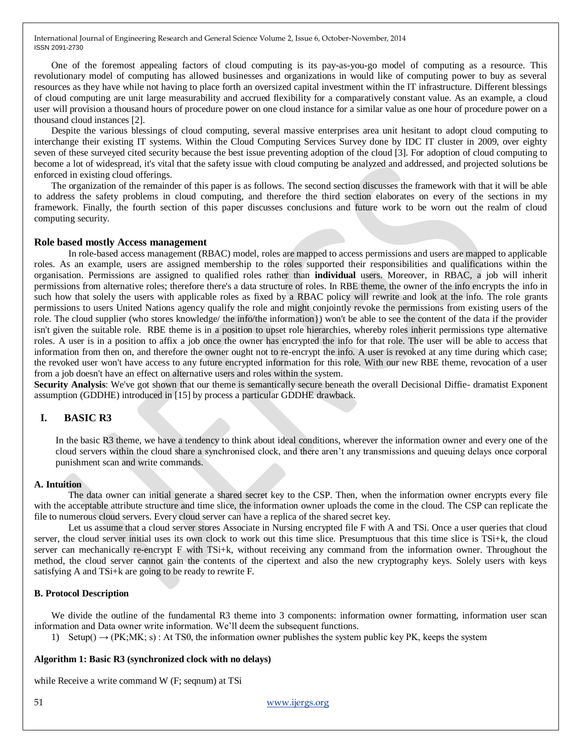One of the foremost appealing factors of cloud computing is its pay-as-you-go model of computing as a resource. This revolutionary model of computing has allowed businesses and organizations in would like of computing power to buy as several resources as they have while not having to place forth an oversized capital investment within the IT infrastructure. Different blessings of cloud computing are unit large measurability and accrued flexibility for a comparatively constant value. As an example, a cloud user will provision a thousand hours of procedure power on one cloud instance for a similar value as one hour of procedure power on a thousand cloud instances [2].

Despite the various blessings of cloud computing, several massive enterprises area unit hesitant to adopt cloud computing to interchange their existing IT systems. Within the Cloud Computing Services Survey done by IDC IT cluster in 2009, over eighty seven of these surveyed cited security because the best issue preventing adoption of the cloud [3]. For adoption of cloud computing to become a lot of widespread, it's vital that the safety issue with cloud computing be analyzed and addressed, and projected solutions be enforced in existing cloud offerings.

The organization of the remainder of this paper is as follows. The second section discusses the framework with that it will be able to address the safety problems in cloud computing, and therefore the third section elaborates on every of the sections in my framework. Finally, the fourth section of this paper discusses conclusions and future work to be worn out the realm of cloud computing security.

## Role based mostly Access management

In role-based access management (RBAC) model, roles are mapped to access permissions and users are mapped to applicable roles. As an example, users are assigned membership to the roles supported their responsibilities and qualifications within the organisation. Permissions are assigned to qualified roles rather than **individual** users. Moreover, in RBAC, a job will inherit permissions from alternative roles; therefore there's a data structure of roles. In RBE theme, the owner of the info encrypts the info in such how that solely the users with applicable roles as fixed by a RBAC policy will rewrite and look at the info. The role grants permissions to users United Nations agency qualify the role and might conjointly revoke the permissions from existing users of the role. The cloud supplier (who stores knowledge/ the info/the information}) won't be able to see the content of the data if the provider isn't given the suitable role. RBE theme is in a position to upset role hierarchies, whereby roles inherit permissions type alternative roles. A user is in a position to affix a job once the owner has encrypted the info for that role. The user will be able to access that information from then on, and therefore the owner ought not to re-encrypt the info. A user is revoked at any time during which case; the revoked user won't have access to any future encrypted information for this role. With our new RBE theme, revocation of a user from a job doesn't have an effect on alternative users and roles within the system.

**Security Analysis**: We've got shown that our theme is semantically secure beneath the overall Decisional Diffie- dramatist Exponent assumption (GDDHE) introduced in [15] by process a particular GDDHE drawback.

## I. BASIC R3

In the basic R3 theme, we have a tendency to think about ideal conditions, wherever the information owner and every one of the cloud servers within the cloud share a synchronised clock, and there aren't any transmissions and queuing delays once corporal punishment scan and write commands.

### A. Intuition

The data owner can initial generate a shared secret key to the CSP. Then, when the information owner encrypts every file with the acceptable attribute structure and time slice, the information owner uploads the come in the cloud. The CSP can replicate the file to numerous cloud servers. Every cloud server can have a replica of the shared secret key.

Let us assume that a cloud server stores Associate in Nursing encrypted file F with A and TSi. Once a user queries that cloud server, the cloud server initial uses its own clock to work out this time slice. Presumptuous that this time slice is TSi+k, the cloud server can mechanically re-encrypt F with TSi+k, without receiving any command from the information owner. Throughout the method, the cloud server cannot gain the contents of the cipertext and also the new cryptography keys. Solely users with keys satisfying A and TSi+k are going to be ready to rewrite F.

### B. Protocol Description

We divide the outline of the fundamental R3 theme into 3 components: information owner formatting, information user scan information and Data owner write information. We'll deem the subsequent functions.

1) Setup() → (PK;MK; s) : At TS0, the information owner publishes the system public key PK, keeps the system

**Algorithm 1: Basic R3 (synchronized clock with no delays)**

while Receive a write command W (F; seqnum) at TSi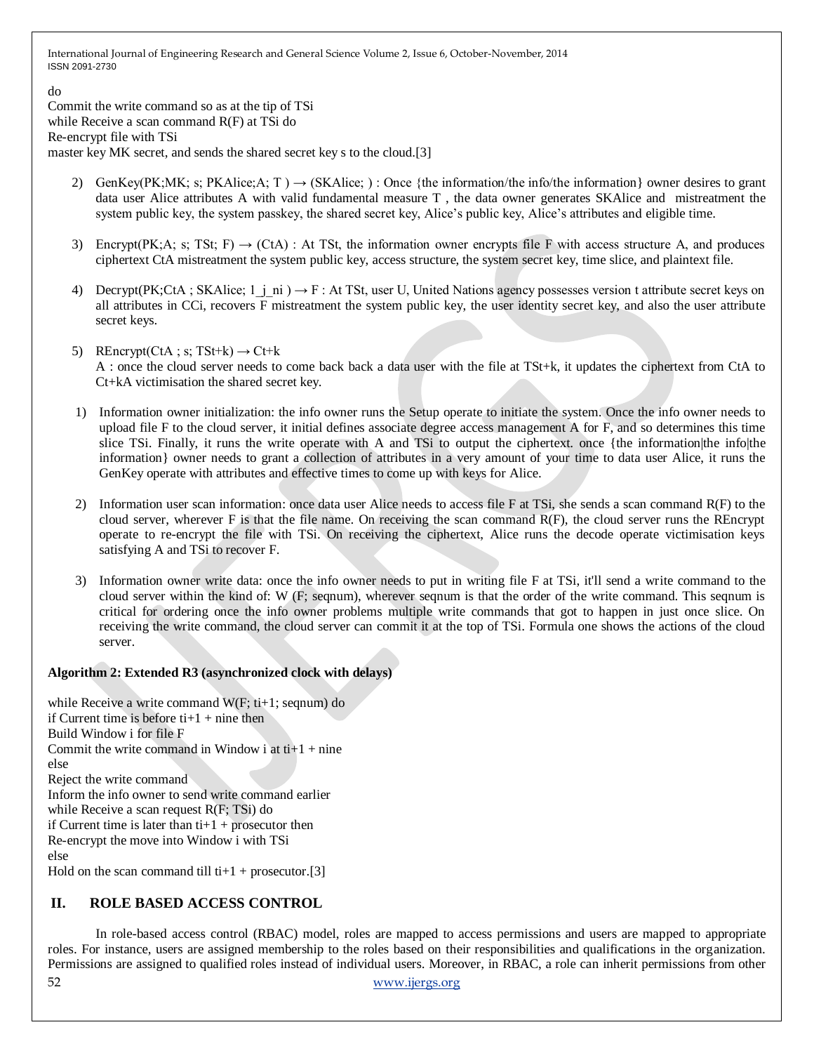do
Commit the write command so as at the tip of TSi
while Receive a scan command R(F) at TSi do
Re-encrypt file with TSi
master key MK secret, and sends the shared secret key s to the cloud.[3]

2) GenKey(PK;MK; s; PKAlice;A; T ) → (SKAlice; ) : Once {the information/the info/the information} owner desires to grant data user Alice attributes A with valid fundamental measure T , the data owner generates SKAlice and mistreatment the system public key, the system passkey, the shared secret key, Alice's public key, Alice's attributes and eligible time.

3) Encrypt(PK;A; s; TSt; F) → (CtA) : At TSt, the information owner encrypts file F with access structure A, and produces ciphertext CtA mistreatment the system public key, access structure, the system secret key, time slice, and plaintext file.

4) Decrypt(PK;CtA ; SKAlice; 1_j_ni ) → F : At TSt, user U, United Nations agency possesses version t attribute secret keys on all attributes in CCi, recovers F mistreatment the system public key, the user identity secret key, and also the user attribute secret keys.

5) REncrypt(CtA ; s; TSt+k) → Ct+k
A : once the cloud server needs to come back back a data user with the file at TSt+k, it updates the ciphertext from CtA to Ct+kA victimisation the shared secret key.

1) Information owner initialization: the info owner runs the Setup operate to initiate the system. Once the info owner needs to upload file F to the cloud server, it initial defines associate degree access management A for F, and so determines this time slice TSi. Finally, it runs the write operate with A and TSi to output the ciphertext. once {the information|the info|the information} owner needs to grant a collection of attributes in a very amount of your time to data user Alice, it runs the GenKey operate with attributes and effective times to come up with keys for Alice.

2) Information user scan information: once data user Alice needs to access file F at TSi, she sends a scan command R(F) to the cloud server, wherever F is that the file name. On receiving the scan command R(F), the cloud server runs the REncrypt operate to re-encrypt the file with TSi. On receiving the ciphertext, Alice runs the decode operate victimisation keys satisfying A and TSi to recover F.

3) Information owner write data: once the info owner needs to put in writing file F at TSi, it'll send a write command to the cloud server within the kind of: W (F; seqnum), wherever seqnum is that the order of the write command. This seqnum is critical for ordering once the info owner problems multiple write commands that got to happen in just once slice. On receiving the write command, the cloud server can commit it at the top of TSi. Formula one shows the actions of the cloud server.

**Algorithm 2: Extended R3 (asynchronized clock with delays)**

while Receive a write command W(F; ti+1; seqnum) do
if Current time is before ti+1 + nine then
Build Window i for file F
Commit the write command in Window i at ti+1 + nine
else
Reject the write command
Inform the info owner to send write command earlier
while Receive a scan request R(F; TSi) do
if Current time is later than ti+1 + prosecutor then
Re-encrypt the move into Window i with TSi
else
Hold on the scan command till ti+1 + prosecutor.[3]

## II. ROLE BASED ACCESS CONTROL

In role-based access control (RBAC) model, roles are mapped to access permissions and users are mapped to appropriate roles. For instance, users are assigned membership to the roles based on their responsibilities and qualifications in the organization. Permissions are assigned to qualified roles instead of individual users. Moreover, in RBAC, a role can inherit permissions from other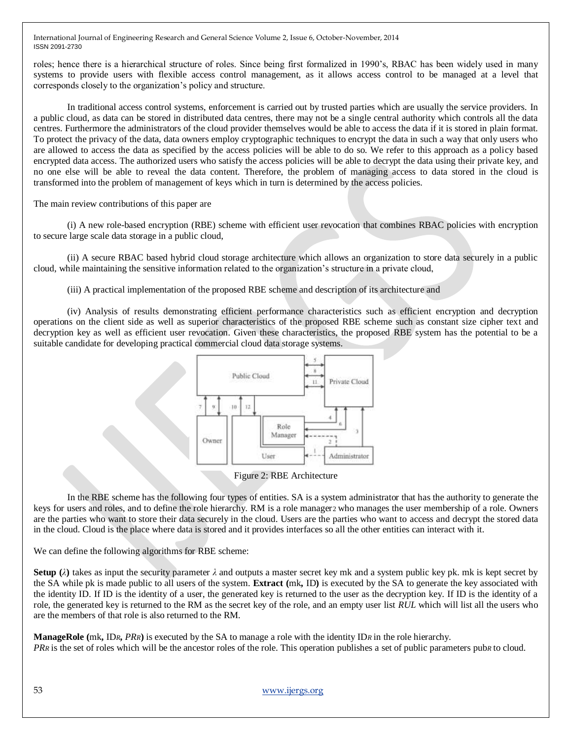roles; hence there is a hierarchical structure of roles. Since being first formalized in 1990's, RBAC has been widely used in many systems to provide users with flexible access control management, as it allows access control to be managed at a level that corresponds closely to the organization's policy and structure.

In traditional access control systems, enforcement is carried out by trusted parties which are usually the service providers. In a public cloud, as data can be stored in distributed data centres, there may not be a single central authority which controls all the data centres. Furthermore the administrators of the cloud provider themselves would be able to access the data if it is stored in plain format. To protect the privacy of the data, data owners employ cryptographic techniques to encrypt the data in such a way that only users who are allowed to access the data as specified by the access policies will be able to do so. We refer to this approach as a policy based encrypted data access. The authorized users who satisfy the access policies will be able to decrypt the data using their private key, and no one else will be able to reveal the data content. Therefore, the problem of managing access to data stored in the cloud is transformed into the problem of management of keys which in turn is determined by the access policies.

The main review contributions of this paper are

(i) A new role-based encryption (RBE) scheme with efficient user revocation that combines RBAC policies with encryption to secure large scale data storage in a public cloud,

(ii) A secure RBAC based hybrid cloud storage architecture which allows an organization to store data securely in a public cloud, while maintaining the sensitive information related to the organization's structure in a private cloud,

(iii) A practical implementation of the proposed RBE scheme and description of its architecture and

(iv) Analysis of results demonstrating efficient performance characteristics such as efficient encryption and decryption operations on the client side as well as superior characteristics of the proposed RBE scheme such as constant size cipher text and decryption key as well as efficient user revocation. Given these characteristics, the proposed RBE system has the potential to be a suitable candidate for developing practical commercial cloud data storage systems.

Figure 2: RBE Architecture

In the RBE scheme has the following four types of entities. SA is a system administrator that has the authority to generate the keys for users and roles, and to define the role hierarchy. RM is a role manager[2] who manages the user membership of a role. Owners are the parties who want to store their data securely in the cloud. Users are the parties who want to access and decrypt the stored data in the cloud. Cloud is the place where data is stored and it provides interfaces so all the other entities can interact with it.

We can define the following algorithms for RBE scheme:

**Setup (**$\lambda$**)** takes as input the security parameter $\lambda$ and outputs a master secret key mk and a system public key pk. mk is kept secret by the SA while pk is made public to all users of the system. **Extract (**mk**,** ID**)** is executed by the SA to generate the key associated with the identity ID. If ID is the identity of a user, the generated key is returned to the user as the decryption key. If ID is the identity of a role, the generated key is returned to the RM as the secret key of the role, and an empty user list *RUL* which will list all the users who are the members of that role is also returned to the RM.

**ManageRole (**mk**,** $ID_R$**,** $PR_R$**)** is executed by the SA to manage a role with the identity $ID_R$ in the role hierarchy. $PR_R$ is the set of roles which will be the ancestor roles of the role. This operation publishes a set of public parameters $pub_R$ to cloud.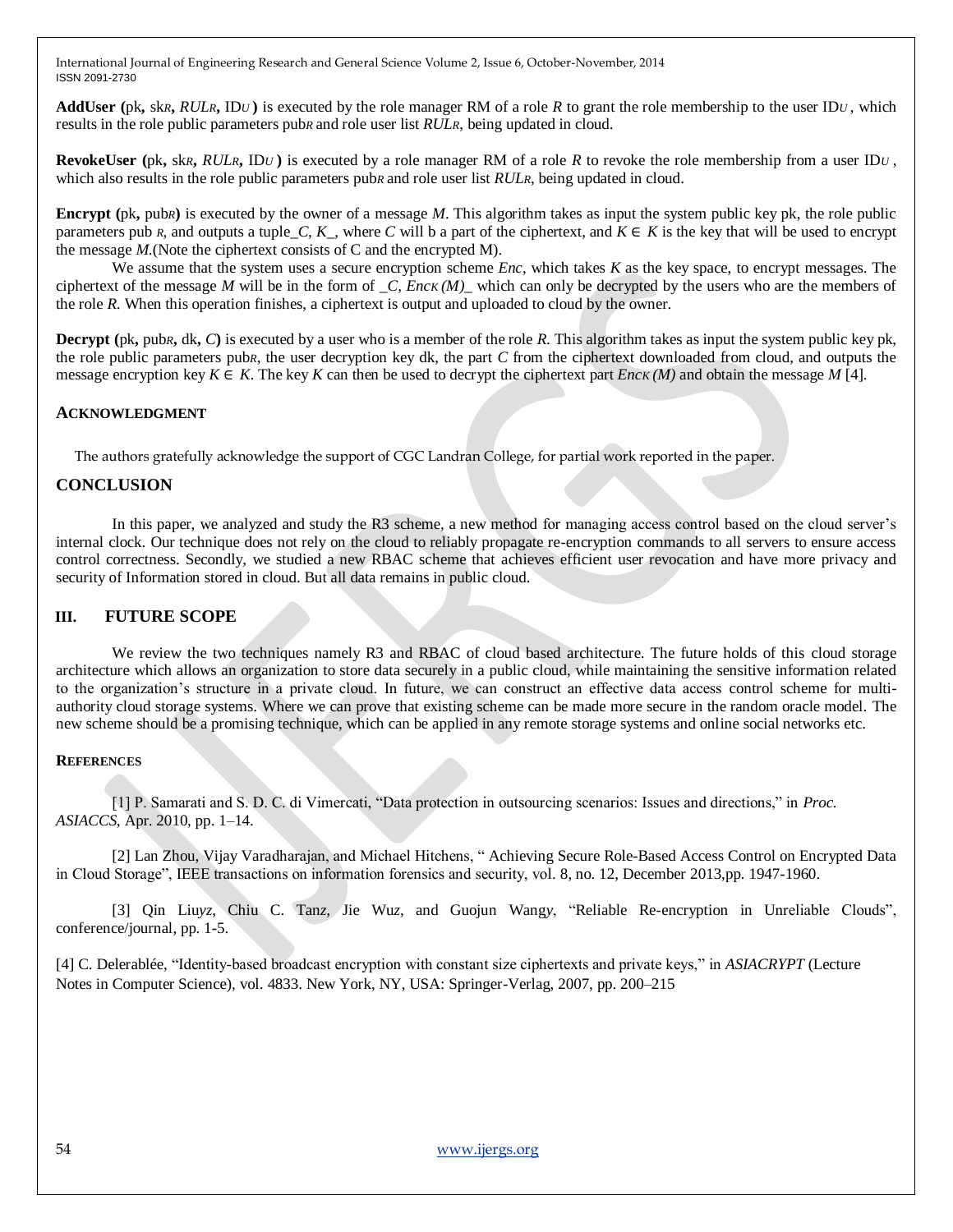**AddUser (**pk**,** $sk_R$**,** $RUL_R$**,** $ID_U$ **)** is executed by the role manager RM of a role *R* to grant the role membership to the user $ID_U$, which results in the role public parameters $pub_R$ and role user list $RUL_R$, being updated in cloud.

**RevokeUser (**pk**,** $sk_R$**,** $RUL_R$**,** $ID_U$ **)** is executed by a role manager RM of a role *R* to revoke the role membership from a user $ID_U$, which also results in the role public parameters $pub_R$ and role user list $RUL_R$, being updated in cloud.

**Encrypt (**pk**,** $pub_R$**)** is executed by the owner of a message *M*. This algorithm takes as input the system public key pk, the role public parameters $pub_R$, and outputs a tuple_*C*, *K*_, where *C* will b a part of the ciphertext, and $K \in K$ is the key that will be used to encrypt the message *M*.(Note the ciphertext consists of C and the encrypted M).

We assume that the system uses a secure encryption scheme *Enc*, which takes *K* as the key space, to encrypt messages. The ciphertext of the message *M* will be in the form of _*C*, $Enc_K(M)$_ which can only be decrypted by the users who are the members of the role *R*. When this operation finishes, a ciphertext is output and uploaded to cloud by the owner.

**Decrypt (**pk**,** $pub_R$**,** dk**,** *C***)** is executed by a user who is a member of the role *R*. This algorithm takes as input the system public key pk, the role public parameters $pub_R$, the user decryption key dk, the part *C* from the ciphertext downloaded from cloud, and outputs the message encryption key $K \in K$. The key *K* can then be used to decrypt the ciphertext part $Enc_K(M)$ and obtain the message *M* [4].

### ACKNOWLEDGMENT

The authors gratefully acknowledge the support of CGC Landran College, for partial work reported in the paper.

## CONCLUSION

In this paper, we analyzed and study the R3 scheme, a new method for managing access control based on the cloud server's internal clock. Our technique does not rely on the cloud to reliably propagate re-encryption commands to all servers to ensure access control correctness. Secondly, we studied a new RBAC scheme that achieves efficient user revocation and have more privacy and security of Information stored in cloud. But all data remains in public cloud.

## III. FUTURE SCOPE

We review the two techniques namely R3 and RBAC of cloud based architecture. The future holds of this cloud storage architecture which allows an organization to store data securely in a public cloud, while maintaining the sensitive information related to the organization's structure in a private cloud. In future, we can construct an effective data access control scheme for multi-authority cloud storage systems. Where we can prove that existing scheme can be made more secure in the random oracle model. The new scheme should be a promising technique, which can be applied in any remote storage systems and online social networks etc.

### REFERENCES

[1] P. Samarati and S. D. C. di Vimercati, "Data protection in outsourcing scenarios: Issues and directions," in *Proc. ASIACCS*, Apr. 2010, pp. 1–14.

[2] Lan Zhou, Vijay Varadharajan, and Michael Hitchens, " Achieving Secure Role-Based Access Control on Encrypted Data in Cloud Storage", IEEE transactions on information forensics and security, vol. 8, no. 12, December 2013,pp. 1947-1960.

[3] Qin Liuyz, Chiu C. Tanz, Jie Wuz, and Guojun Wangy, "Reliable Re-encryption in Unreliable Clouds", conference/journal, pp. 1-5.

[4] C. Delerablée, "Identity-based broadcast encryption with constant size ciphertexts and private keys," in *ASIACRYPT* (Lecture Notes in Computer Science), vol. 4833. New York, NY, USA: Springer-Verlag, 2007, pp. 200–215